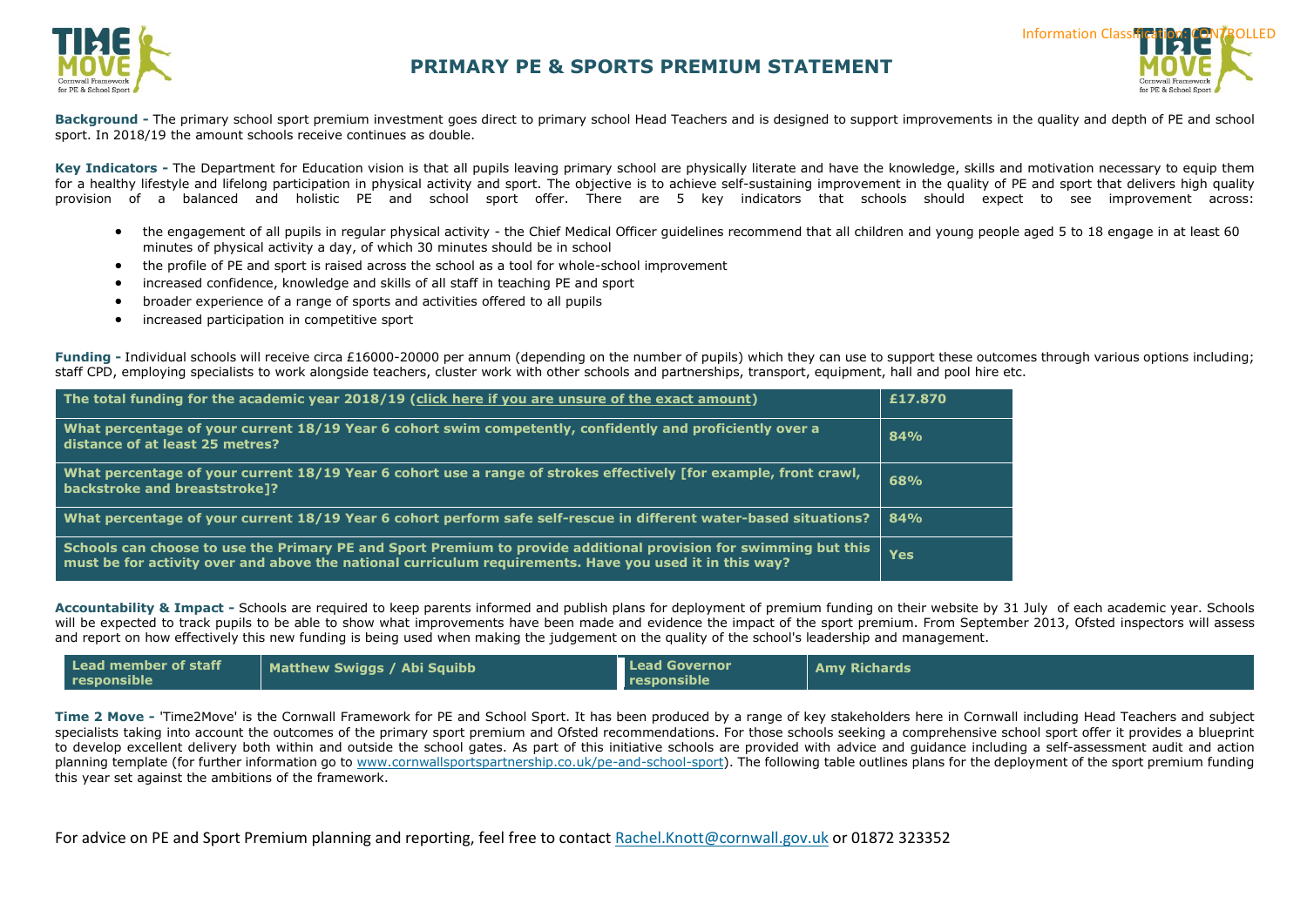# PRIMARY PE & SPORTS PREMIUM STATEMENT

Information Classification: CONTROLLED

**Background -** The primary school sport premium investment goes direct to primary school Head Teachers and is designed to support improvements in the quality and depth of PE and school sport. In 2018/19 the amount schools receive continues as double.

**Key Indicators -** The Department for Education vision is that all pupils leaving primary school are physically literate and have the knowledge, skills and motivation necessary to equip them for a healthy lifestyle and lifelong participation in physical activity and sport. The objective is to achieve self-sustaining improvement in the quality of PE and sport that delivers high quality provision of a balanced and holistic PE and school sport offer. There are 5 key indicators that schools should expect to see improvement across:

- the engagement of all pupils in regular physical activity - the Chief Medical Officer guidelines recommend that all children and young people aged 5 to 18 engage in at least 60 minutes of physical activity a day, of which 30 minutes should be in school
- the profile of PE and sport is raised across the school as a tool for whole-school improvement
- increased confidence, knowledge and skills of all staff in teaching PE and sport
- broader experience of a range of sports and activities offered to all pupils
- increased participation in competitive sport

**Funding -** Individual schools will receive circa £16000-20000 per annum (depending on the number of pupils) which they can use to support these outcomes through various options including; staff CPD, employing specialists to work alongside teachers, cluster work with other schools and partnerships, transport, equipment, hall and pool hire etc.

| The total funding for the academic year 2018/19 (click here if you are unsure of the exact amount) | £17.870 |
|---|---|
| What percentage of your current 18/19 Year 6 cohort swim competently, confidently and proficiently over a distance of at least 25 metres? | 84% |
| What percentage of your current 18/19 Year 6 cohort use a range of strokes effectively [for example, front crawl, backstroke and breaststroke]? | 68% |
| What percentage of your current 18/19 Year 6 cohort perform safe self-rescue in different water-based situations? | 84% |
| Schools can choose to use the Primary PE and Sport Premium to provide additional provision for swimming but this must be for activity over and above the national curriculum requirements. Have you used it in this way? | Yes |

**Accountability & Impact -** Schools are required to keep parents informed and publish plans for deployment of premium funding on their website by 31 July of each academic year. Schools will be expected to track pupils to be able to show what improvements have been made and evidence the impact of the sport premium. From September 2013, Ofsted inspectors will assess and report on how effectively this new funding is being used when making the judgement on the quality of the school's leadership and management.

| Lead member of staff responsible | Matthew Swiggs / Abi Squibb | Lead Governor responsible | Amy Richards |
|---|---|---|---|

**Time 2 Move -** 'Time2Move' is the Cornwall Framework for PE and School Sport. It has been produced by a range of key stakeholders here in Cornwall including Head Teachers and subject specialists taking into account the outcomes of the primary sport premium and Ofsted recommendations. For those schools seeking a comprehensive school sport offer it provides a blueprint to develop excellent delivery both within and outside the school gates. As part of this initiative schools are provided with advice and guidance including a self-assessment audit and action planning template (for further information go to www.cornwallsportspartnership.co.uk/pe-and-school-sport). The following table outlines plans for the deployment of the sport premium funding this year set against the ambitions of the framework.

For advice on PE and Sport Premium planning and reporting, feel free to contact Rachel.Knott@cornwall.gov.uk or 01872 323352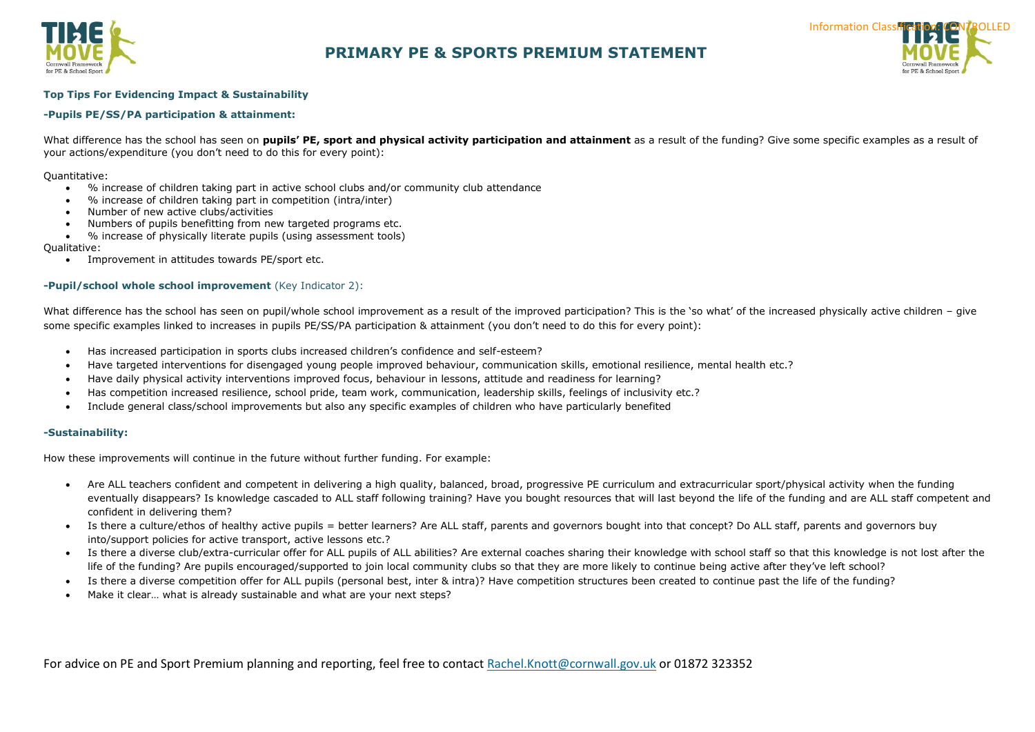# PRIMARY PE & SPORTS PREMIUM STATEMENT

### Top Tips For Evidencing Impact & Sustainability

#### -Pupils PE/SS/PA participation & attainment:

What difference has the school has seen on **pupils' PE, sport and physical activity participation and attainment** as a result of the funding? Give some specific examples as a result of your actions/expenditure (you don't need to do this for every point):

Quantitative:

- % increase of children taking part in active school clubs and/or community club attendance
- % increase of children taking part in competition (intra/inter)
- Number of new active clubs/activities
- Numbers of pupils benefitting from new targeted programs etc.
- % increase of physically literate pupils (using assessment tools)

Qualitative:

- Improvement in attitudes towards PE/sport etc.

#### -Pupil/school whole school improvement (Key Indicator 2):

What difference has the school has seen on pupil/whole school improvement as a result of the improved participation? This is the 'so what' of the increased physically active children – give some specific examples linked to increases in pupils PE/SS/PA participation & attainment (you don't need to do this for every point):

- Has increased participation in sports clubs increased children's confidence and self-esteem?
- Have targeted interventions for disengaged young people improved behaviour, communication skills, emotional resilience, mental health etc.?
- Have daily physical activity interventions improved focus, behaviour in lessons, attitude and readiness for learning?
- Has competition increased resilience, school pride, team work, communication, leadership skills, feelings of inclusivity etc.?
- Include general class/school improvements but also any specific examples of children who have particularly benefited

#### -Sustainability:

How these improvements will continue in the future without further funding. For example:

- Are ALL teachers confident and competent in delivering a high quality, balanced, broad, progressive PE curriculum and extracurricular sport/physical activity when the funding eventually disappears? Is knowledge cascaded to ALL staff following training? Have you bought resources that will last beyond the life of the funding and are ALL staff competent and confident in delivering them?
- Is there a culture/ethos of healthy active pupils = better learners? Are ALL staff, parents and governors bought into that concept? Do ALL staff, parents and governors buy into/support policies for active transport, active lessons etc.?
- Is there a diverse club/extra-curricular offer for ALL pupils of ALL abilities? Are external coaches sharing their knowledge with school staff so that this knowledge is not lost after the life of the funding? Are pupils encouraged/supported to join local community clubs so that they are more likely to continue being active after they've left school?
- Is there a diverse competition offer for ALL pupils (personal best, inter & intra)? Have competition structures been created to continue past the life of the funding?
- Make it clear… what is already sustainable and what are your next steps?

For advice on PE and Sport Premium planning and reporting, feel free to contact Rachel.Knott@cornwall.gov.uk or 01872 323352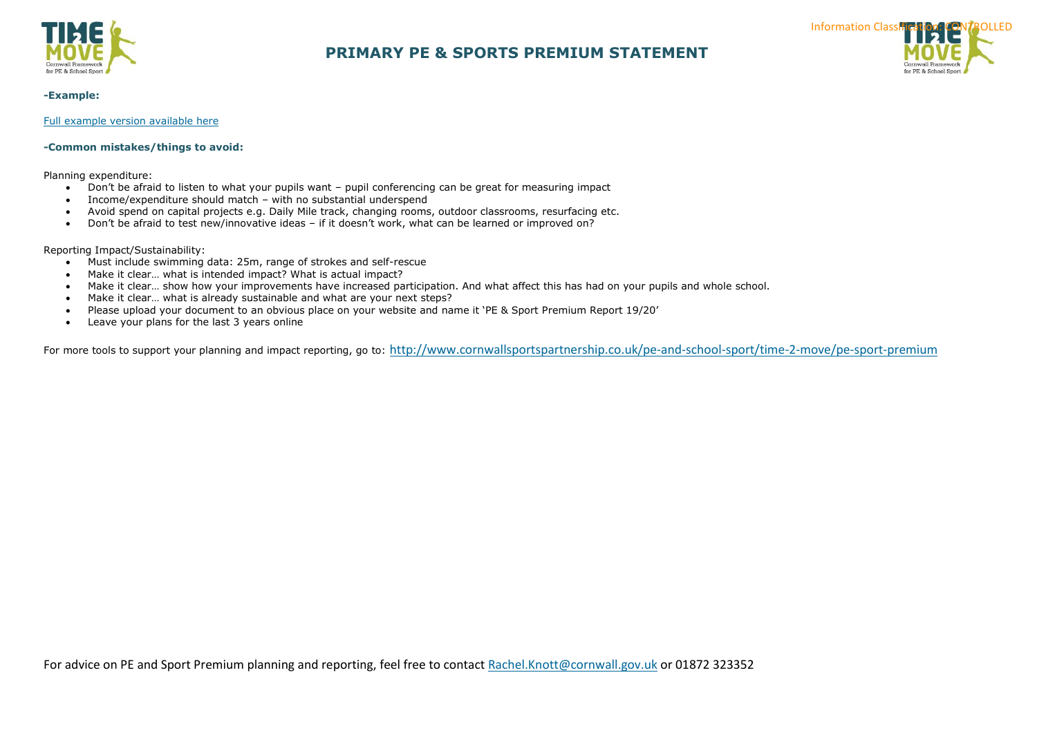# PRIMARY PE & SPORTS PREMIUM STATEMENT

**-Example:**

Full example version available here

**-Common mistakes/things to avoid:**

Planning expenditure:

- Don't be afraid to listen to what your pupils want – pupil conferencing can be great for measuring impact
- Income/expenditure should match – with no substantial underspend
- Avoid spend on capital projects e.g. Daily Mile track, changing rooms, outdoor classrooms, resurfacing etc.
- Don't be afraid to test new/innovative ideas – if it doesn't work, what can be learned or improved on?

Reporting Impact/Sustainability:

- Must include swimming data: 25m, range of strokes and self-rescue
- Make it clear… what is intended impact? What is actual impact?
- Make it clear… show how your improvements have increased participation. And what affect this has had on your pupils and whole school.
- Make it clear… what is already sustainable and what are your next steps?
- Please upload your document to an obvious place on your website and name it 'PE & Sport Premium Report 19/20'
- Leave your plans for the last 3 years online

For more tools to support your planning and impact reporting, go to: http://www.cornwallsportspartnership.co.uk/pe-and-school-sport/time-2-move/pe-sport-premium

For advice on PE and Sport Premium planning and reporting, feel free to contact Rachel.Knott@cornwall.gov.uk or 01872 323352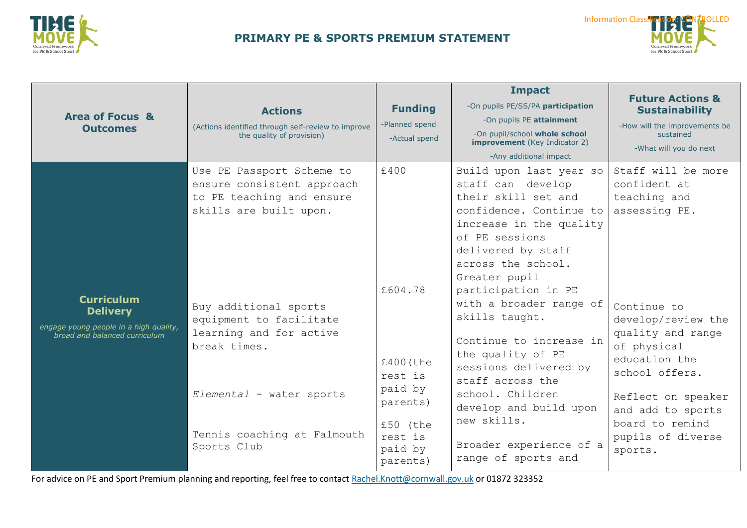## PRIMARY PE & SPORTS PREMIUM STATEMENT

| Area of Focus & Outcomes | Actions (Actions identified through self-review to improve the quality of provision) | Funding -Planned spend -Actual spend | Impact -On pupils PE/SS/PA **participation** -On pupils PE **attainment** -On pupil/school **whole school improvement** (Key Indicator 2) -Any additional impact | Future Actions & Sustainability -How will the improvements be sustained -What will you do next |
|---|---|---|---|---|
| **Curriculum Delivery** *engage young people in a high quality, broad and balanced curriculum* | Use PE Passport Scheme to ensure consistent approach to PE teaching and ensure skills are built upon. | £400 | Build upon last year so staff can develop their skill set and confidence. Continue to increase in the quality of PE sessions delivered by staff across the school. Greater pupil participation in PE with a broader range of skills taught. | Staff will be more confident at teaching and assessing PE. |
| | Buy additional sports equipment to facilitate learning and for active break times. | £604.78 | Continue to increase in the quality of PE sessions delivered by staff across the school. Children develop and build upon new skills. | Continue to develop/review the quality and range of physical education the school offers. |
| | *Elemental* - water sports | £400 (the rest is paid by parents) | | Reflect on speaker and add to sports board to remind pupils of diverse sports. |
| | Tennis coaching at Falmouth Sports Club | £50 (the rest is paid by parents) | Broader experience of a range of sports and | |

For advice on PE and Sport Premium planning and reporting, feel free to contact Rachel.Knott@cornwall.gov.uk or 01872 323352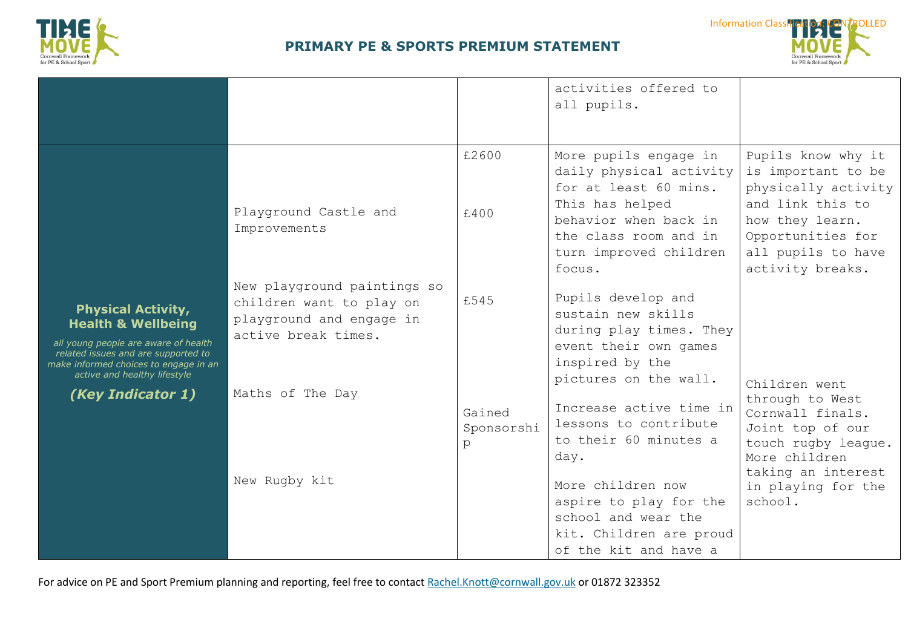## PRIMARY PE & SPORTS PREMIUM STATEMENT

| | | | | |
|---|---|---|---|---|
| | | | activities offered to all pupils. | |
| **Physical Activity, Health & Wellbeing**<br>*all young people are aware of health related issues and are supported to make informed choices to engage in an active and healthy lifestyle*<br>***(Key Indicator 1)*** | Playground Castle and Improvements<br><br>New playground paintings so children want to play on playground and engage in active break times.<br><br>Maths of The Day<br><br>New Rugby kit | £2600<br><br>£400<br><br>£545<br><br>Gained Sponsorship | More pupils engage in daily physical activity for at least 60 mins. This has helped behavior when back in the class room and in turn improved children focus.<br><br>Pupils develop and sustain new skills during play times. They event their own games inspired by the pictures on the wall.<br><br>Increase active time in lessons to contribute to their 60 minutes a day.<br><br>More children now aspire to play for the school and wear the kit. Children are proud of the kit and have a | Pupils know why it is important to be physically activity and link this to how they learn. Opportunities for all pupils to have activity breaks.<br><br>Children went through to West Cornwall finals. Joint top of our touch rugby league. More children taking an interest in playing for the school. |

For advice on PE and Sport Premium planning and reporting, feel free to contact Rachel.Knott@cornwall.gov.uk or 01872 323352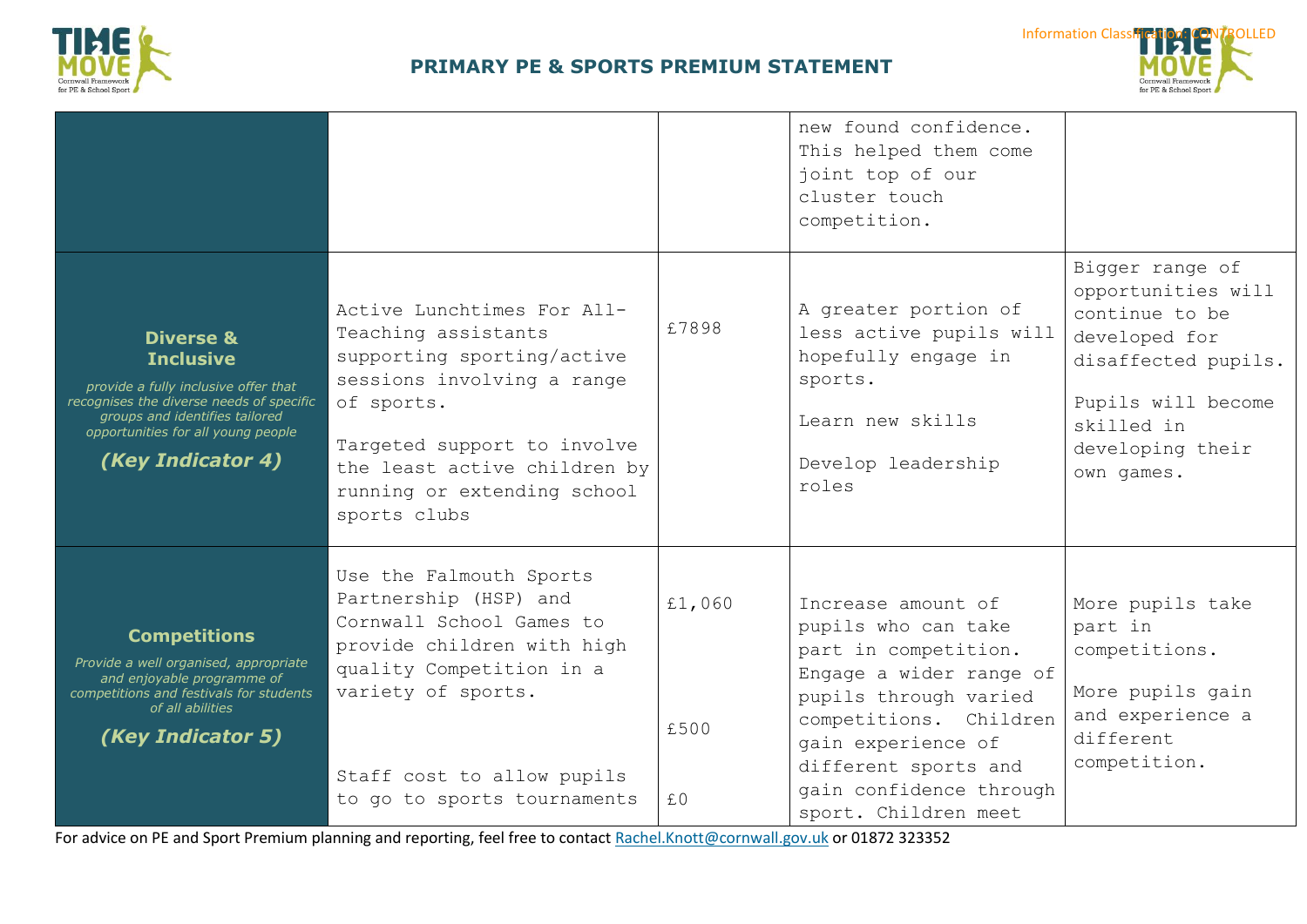| | | | | |
|---|---|---|---|---|
| | | | new found confidence. This helped them come joint top of our cluster touch competition. | |
| **Diverse & Inclusive**<br>*provide a fully inclusive offer that recognises the diverse needs of specific groups and identifies tailored opportunities for all young people*<br>***(Key Indicator 4)*** | Active Lunchtimes For All- Teaching assistants supporting sporting/active sessions involving a range of sports.<br><br>Targeted support to involve the least active children by running or extending school sports clubs | £7898 | A greater portion of less active pupils will hopefully engage in sports.<br><br>Learn new skills<br><br>Develop leadership roles | Bigger range of opportunities will continue to be developed for disaffected pupils.<br><br>Pupils will become skilled in developing their own games. |
| **Competitions**<br>*Provide a well organised, appropriate and enjoyable programme of competitions and festivals for students of all abilities*<br>***(Key Indicator 5)*** | Use the Falmouth Sports Partnership (HSP) and Cornwall School Games to provide children with high quality Competition in a variety of sports.<br><br>Staff cost to allow pupils to go to sports tournaments | £1,060<br><br>£500<br><br>£0 | Increase amount of pupils who can take part in competition. Engage a wider range of pupils through varied competitions. Children gain experience of different sports and gain confidence through sport. Children meet | More pupils take part in competitions.<br><br>More pupils gain and experience a different competition. |

For advice on PE and Sport Premium planning and reporting, feel free to contact Rachel.Knott@cornwall.gov.uk or 01872 323352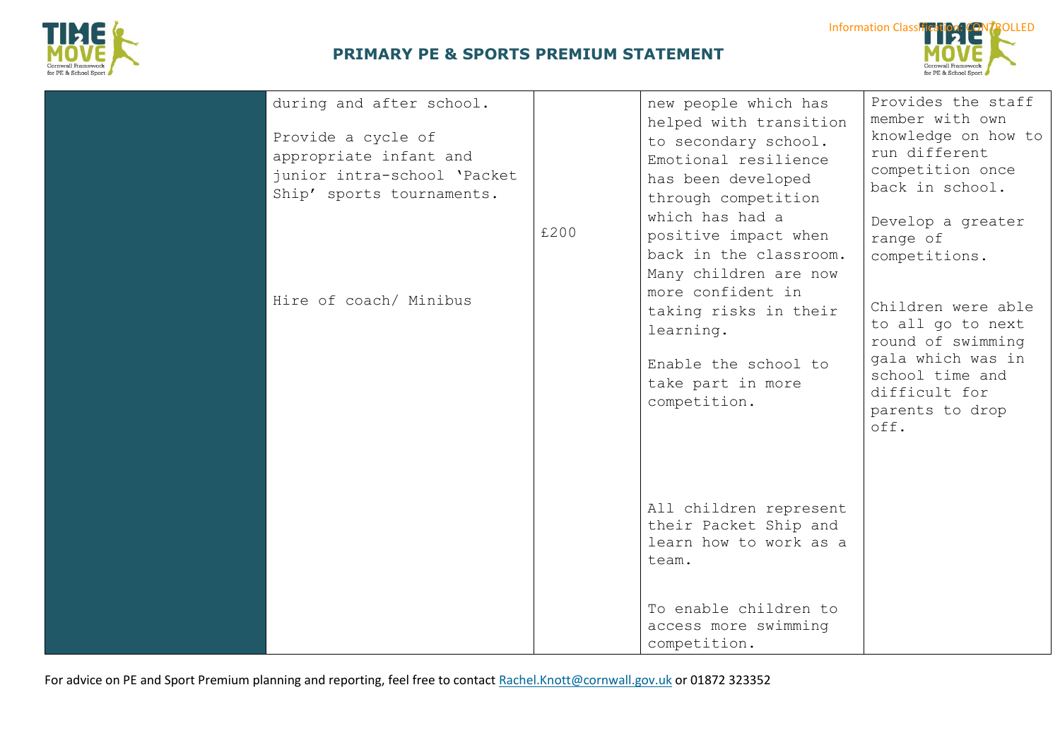| | | | | |
|---|---|---|---|---|
| | during and after school.<br><br>Provide a cycle of appropriate infant and junior intra-school 'Packet Ship' sports tournaments.<br><br>Hire of coach/ Minibus | £200 | new people which has helped with transition to secondary school. Emotional resilience has been developed through competition which has had a positive impact when back in the classroom. Many children are now more confident in taking risks in their learning.<br><br>Enable the school to take part in more competition.<br><br>All children represent their Packet Ship and learn how to work as a team.<br><br>To enable children to access more swimming competition. | Provides the staff member with own knowledge on how to run different competition once back in school.<br><br>Develop a greater range of competitions.<br><br>Children were able to all go to next round of swimming gala which was in school time and difficult for parents to drop off. |

For advice on PE and Sport Premium planning and reporting, feel free to contact Rachel.Knott@cornwall.gov.uk or 01872 323352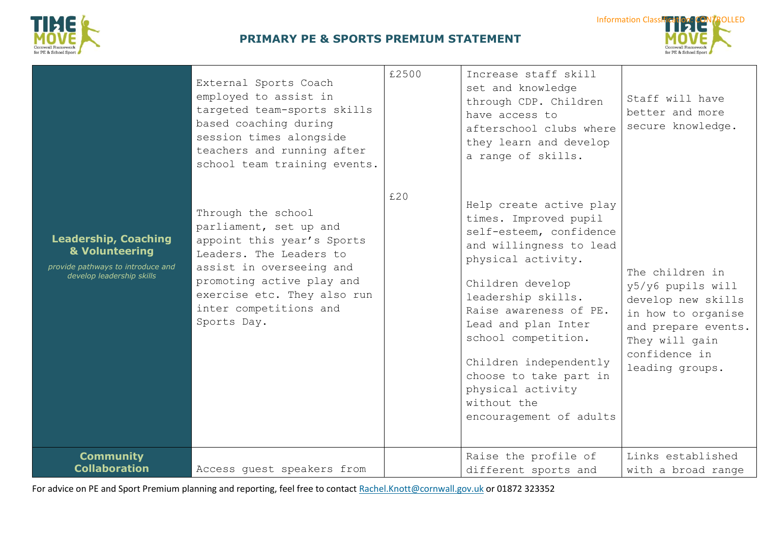| | | | | |
|---|---|---|---|---|
| **Leadership, Coaching & Volunteering** *provide pathways to introduce and develop leadership skills* | External Sports Coach employed to assist in targeted team-sports skills based coaching during session times alongside teachers and running after school team training events. | £2500 | Increase staff skill set and knowledge through CDP. Children have access to afterschool clubs where they learn and develop a range of skills. | Staff will have better and more secure knowledge. |
| | Through the school parliament, set up and appoint this year's Sports Leaders. The Leaders to assist in overseeing and promoting active play and exercise etc. They also run inter competitions and Sports Day. | £20 | Help create active play times. Improved pupil self-esteem, confidence and willingness to lead physical activity. Children develop leadership skills. Raise awareness of PE. Lead and plan Inter school competition. Children independently choose to take part in physical activity without the encouragement of adults | The children in y5/y6 pupils will develop new skills in how to organise and prepare events. They will gain confidence in leading groups. |
| **Community Collaboration** | Access guest speakers from | | Raise the profile of different sports and | Links established with a broad range |

For advice on PE and Sport Premium planning and reporting, feel free to contact [Rachel.Knott@cornwall.gov.uk](mailto:Rachel.Knott@cornwall.gov.uk) or 01872 323352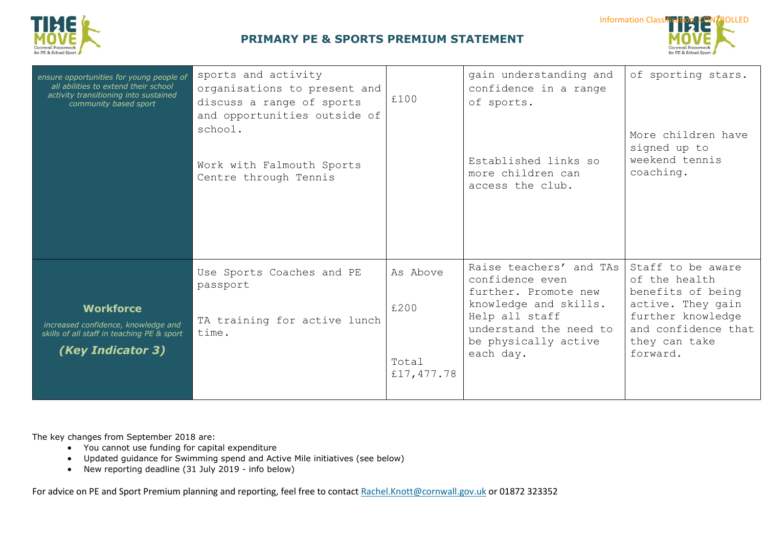| | | | | |
|---|---|---|---|---|
| *ensure opportunities for young people of all abilities to extend their school activity transitioning into sustained community based sport* | sports and activity organisations to present and discuss a range of sports and opportunities outside of school.<br><br>Work with Falmouth Sports Centre through Tennis | £100 | gain understanding and confidence in a range of sports.<br><br>Established links so more children can access the club. | of sporting stars.<br><br>More children have signed up to weekend tennis coaching. |
| **Workforce**<br>*increased confidence, knowledge and skills of all staff in teaching PE & sport*<br>***(Key Indicator 3)*** | Use Sports Coaches and PE passport<br><br>TA training for active lunch time. | As Above<br><br>£200<br><br>Total £17,477.78 | Raise teachers' and TAs confidence even further. Promote new knowledge and skills. Help all staff understand the need to be physically active each day. | Staff to be aware of the health benefits of being active. They gain further knowledge and confidence that they can take forward. |

The key changes from September 2018 are:

- You cannot use funding for capital expenditure
- Updated guidance for Swimming spend and Active Mile initiatives (see below)
- New reporting deadline (31 July 2019 - info below)

For advice on PE and Sport Premium planning and reporting, feel free to contact Rachel.Knott@cornwall.gov.uk or 01872 323352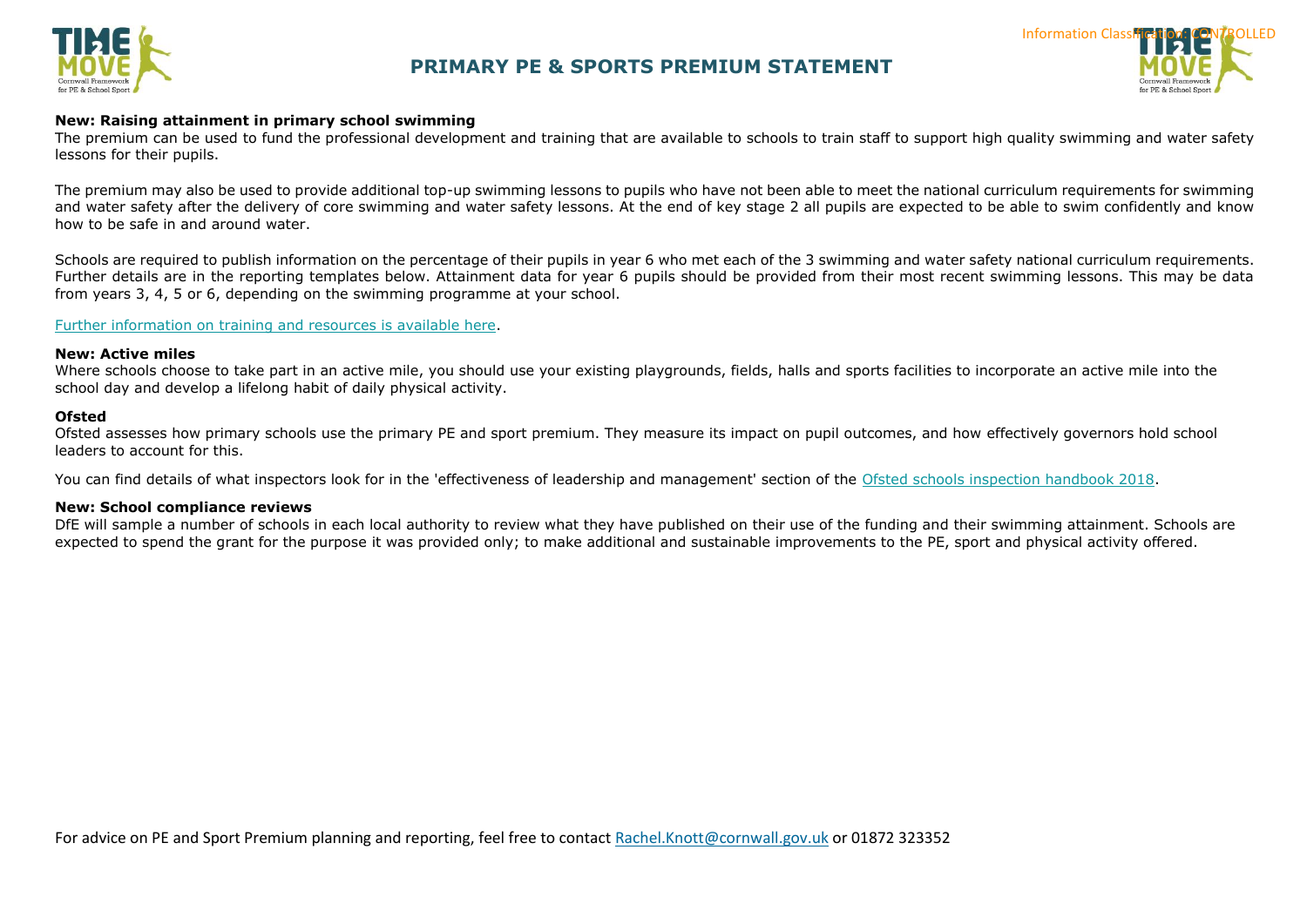# PRIMARY PE & SPORTS PREMIUM STATEMENT

**New: Raising attainment in primary school swimming**

The premium can be used to fund the professional development and training that are available to schools to train staff to support high quality swimming and water safety lessons for their pupils.

The premium may also be used to provide additional top-up swimming lessons to pupils who have not been able to meet the national curriculum requirements for swimming and water safety after the delivery of core swimming and water safety lessons. At the end of key stage 2 all pupils are expected to be able to swim confidently and know how to be safe in and around water.

Schools are required to publish information on the percentage of their pupils in year 6 who met each of the 3 swimming and water safety national curriculum requirements. Further details are in the reporting templates below. Attainment data for year 6 pupils should be provided from their most recent swimming lessons. This may be data from years 3, 4, 5 or 6, depending on the swimming programme at your school.

Further information on training and resources is available here.

**New: Active miles**

Where schools choose to take part in an active mile, you should use your existing playgrounds, fields, halls and sports facilities to incorporate an active mile into the school day and develop a lifelong habit of daily physical activity.

**Ofsted**

Ofsted assesses how primary schools use the primary PE and sport premium. They measure its impact on pupil outcomes, and how effectively governors hold school leaders to account for this.

You can find details of what inspectors look for in the 'effectiveness of leadership and management' section of the Ofsted schools inspection handbook 2018.

**New: School compliance reviews**

DfE will sample a number of schools in each local authority to review what they have published on their use of the funding and their swimming attainment. Schools are expected to spend the grant for the purpose it was provided only; to make additional and sustainable improvements to the PE, sport and physical activity offered.

For advice on PE and Sport Premium planning and reporting, feel free to contact Rachel.Knott@cornwall.gov.uk or 01872 323352